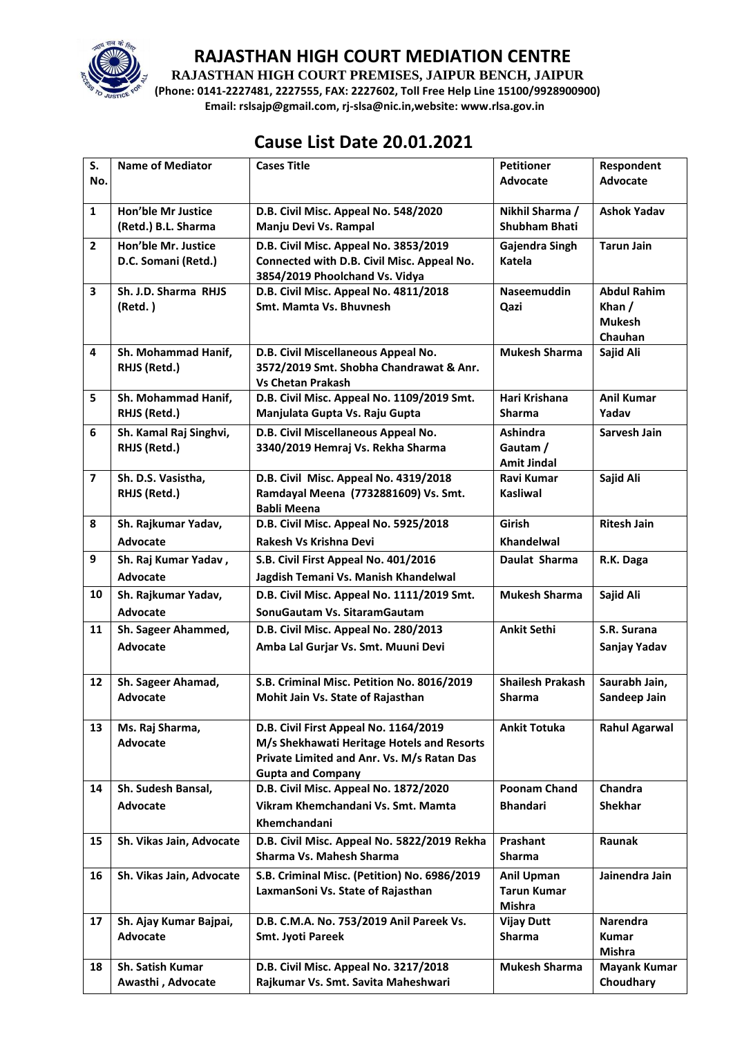# RAJASTHAN HIGH COURT MEDIATION CENTRE

**RAJASTHAN HIGH COURT PREMISES, JAIPUR BENCH, JAIPUR**

**(Phone: 0141-2227481, 2227555, FAX: 2227602, Toll Free Help Line 15100/9928900900)**

**Email: rslsajp@gmail.com, rj-slsa@nic.in,website: www.rlsa.gov.in**

## Cause List Date 20.01.2021

| S. No. | Name of Mediator | Cases Title | Petitioner Advocate | Respondent Advocate |
|---|---|---|---|---|
| 1 | Hon'ble Mr Justice (Retd.) B.L. Sharma | D.B. Civil Misc. Appeal No. 548/2020 Manju Devi Vs. Rampal | Nikhil Sharma / Shubham Bhati | Ashok Yadav |
| 2 | Hon'ble Mr. Justice D.C. Somani (Retd.) | D.B. Civil Misc. Appeal No. 3853/2019 Connected with D.B. Civil Misc. Appeal No. 3854/2019 Phoolchand Vs. Vidya | Gajendra Singh Katela | Tarun Jain |
| 3 | Sh. J.D. Sharma RHJS (Retd. ) | D.B. Civil Misc. Appeal No. 4811/2018 Smt. Mamta Vs. Bhuvnesh | Naseemuddin Qazi | Abdul Rahim Khan / Mukesh Chauhan |
| 4 | Sh. Mohammad Hanif, RHJS (Retd.) | D.B. Civil Miscellaneous Appeal No. 3572/2019 Smt. Shobha Chandrawat & Anr. Vs Chetan Prakash | Mukesh Sharma | Sajid Ali |
| 5 | Sh. Mohammad Hanif, RHJS (Retd.) | D.B. Civil Misc. Appeal No. 1109/2019 Smt. Manjulata Gupta Vs. Raju Gupta | Hari Krishana Sharma | Anil Kumar Yadav |
| 6 | Sh. Kamal Raj Singhvi, RHJS (Retd.) | D.B. Civil Miscellaneous Appeal No. 3340/2019 Hemraj Vs. Rekha Sharma | Ashindra Gautam / Amit Jindal | Sarvesh Jain |
| 7 | Sh. D.S. Vasistha, RHJS (Retd.) | D.B. Civil Misc. Appeal No. 4319/2018 Ramdayal Meena (7732881609) Vs. Smt. Babli Meena | Ravi Kumar Kasliwal | Sajid Ali |
| 8 | Sh. Rajkumar Yadav, Advocate | D.B. Civil Misc. Appeal No. 5925/2018 Rakesh Vs Krishna Devi | Girish Khandelwal | Ritesh Jain |
| 9 | Sh. Raj Kumar Yadav , Advocate | S.B. Civil First Appeal No. 401/2016 Jagdish Temani Vs. Manish Khandelwal | Daulat Sharma | R.K. Daga |
| 10 | Sh. Rajkumar Yadav, Advocate | D.B. Civil Misc. Appeal No. 1111/2019 Smt. SonuGautam Vs. SitaramGautam | Mukesh Sharma | Sajid Ali |
| 11 | Sh. Sageer Ahammed, Advocate | D.B. Civil Misc. Appeal No. 280/2013 Amba Lal Gurjar Vs. Smt. Muuni Devi | Ankit Sethi | S.R. Surana Sanjay Yadav |
| 12 | Sh. Sageer Ahamad, Advocate | S.B. Criminal Misc. Petition No. 8016/2019 Mohit Jain Vs. State of Rajasthan | Shailesh Prakash Sharma | Saurabh Jain, Sandeep Jain |
| 13 | Ms. Raj Sharma, Advocate | D.B. Civil First Appeal No. 1164/2019 M/s Shekhawati Heritage Hotels and Resorts Private Limited and Anr. Vs. M/s Ratan Das Gupta and Company | Ankit Totuka | Rahul Agarwal |
| 14 | Sh. Sudesh Bansal, Advocate | D.B. Civil Misc. Appeal No. 1872/2020 Vikram Khemchandani Vs. Smt. Mamta Khemchandani | Poonam Chand Bhandari | Chandra Shekhar |
| 15 | Sh. Vikas Jain, Advocate | D.B. Civil Misc. Appeal No. 5822/2019 Rekha Sharma Vs. Mahesh Sharma | Prashant Sharma | Raunak |
| 16 | Sh. Vikas Jain, Advocate | S.B. Criminal Misc. (Petition) No. 6986/2019 LaxmanSoni Vs. State of Rajasthan | Anil Upman Tarun Kumar Mishra | Jainendra Jain |
| 17 | Sh. Ajay Kumar Bajpai, Advocate | D.B. C.M.A. No. 753/2019 Anil Pareek Vs. Smt. Jyoti Pareek | Vijay Dutt Sharma | Narendra Kumar Mishra |
| 18 | Sh. Satish Kumar Awasthi , Advocate | D.B. Civil Misc. Appeal No. 3217/2018 Rajkumar Vs. Smt. Savita Maheshwari | Mukesh Sharma | Mayank Kumar Choudhary |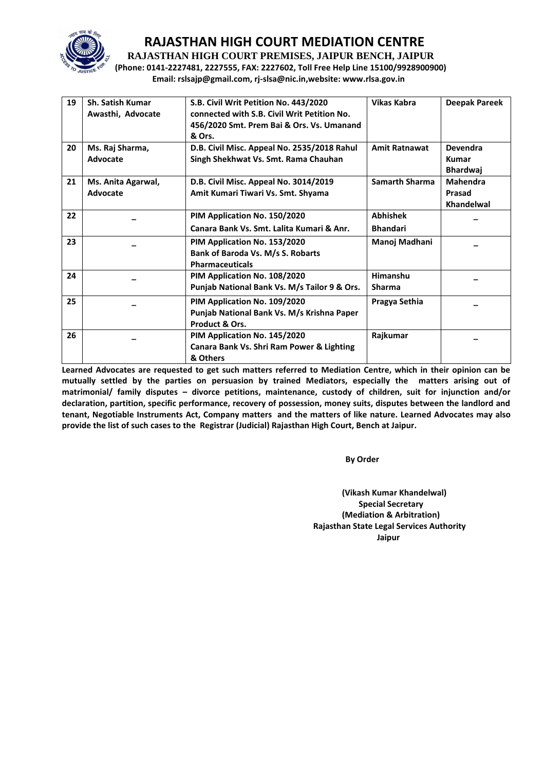# RAJASTHAN HIGH COURT MEDIATION CENTRE

**RAJASTHAN HIGH COURT PREMISES, JAIPUR BENCH, JAIPUR**

**(Phone: 0141-2227481, 2227555, FAX: 2227602, Toll Free Help Line 15100/9928900900)**

**Email: rslsajp@gmail.com, rj-slsa@nic.in,website: www.rlsa.gov.in**

| | | | | |
|---|---|---|---|---|
| **19** | **Sh. Satish Kumar Awasthi, Advocate** | **S.B. Civil Writ Petition No. 443/2020 connected with S.B. Civil Writ Petition No. 456/2020 Smt. Prem Bai & Ors. Vs. Umanand & Ors.** | **Vikas Kabra** | **Deepak Pareek** |
| **20** | **Ms. Raj Sharma, Advocate** | **D.B. Civil Misc. Appeal No. 2535/2018 Rahul Singh Shekhwat Vs. Smt. Rama Chauhan** | **Amit Ratnawat** | **Devendra Kumar Bhardwaj** |
| **21** | **Ms. Anita Agarwal, Advocate** | **D.B. Civil Misc. Appeal No. 3014/2019 Amit Kumari Tiwari Vs. Smt. Shyama** | **Samarth Sharma** | **Mahendra Prasad Khandelwal** |
| **22** | **–** | **PIM Application No. 150/2020 Canara Bank Vs. Smt. Lalita Kumari & Anr.** | **Abhishek Bhandari** | **–** |
| **23** | **–** | **PIM Application No. 153/2020 Bank of Baroda Vs. M/s S. Robarts Pharmaceuticals** | **Manoj Madhani** | **–** |
| **24** | **–** | **PIM Application No. 108/2020 Punjab National Bank Vs. M/s Tailor 9 & Ors.** | **Himanshu Sharma** | **–** |
| **25** | **–** | **PIM Application No. 109/2020 Punjab National Bank Vs. M/s Krishna Paper Product & Ors.** | **Pragya Sethia** | **–** |
| **26** | **–** | **PIM Application No. 145/2020 Canara Bank Vs. Shri Ram Power & Lighting & Others** | **Rajkumar** | **–** |

**Learned Advocates are requested to get such matters referred to Mediation Centre, which in their opinion can be mutually settled by the parties on persuasion by trained Mediators, especially the matters arising out of matrimonial/ family disputes – divorce petitions, maintenance, custody of children, suit for injunction and/or declaration, partition, specific performance, recovery of possession, money suits, disputes between the landlord and tenant, Negotiable Instruments Act, Company matters and the matters of like nature. Learned Advocates may also provide the list of such cases to the Registrar (Judicial) Rajasthan High Court, Bench at Jaipur.**

**By Order**

**(Vikash Kumar Khandelwal)**
**Special Secretary**
**(Mediation & Arbitration)**
**Rajasthan State Legal Services Authority**
**Jaipur**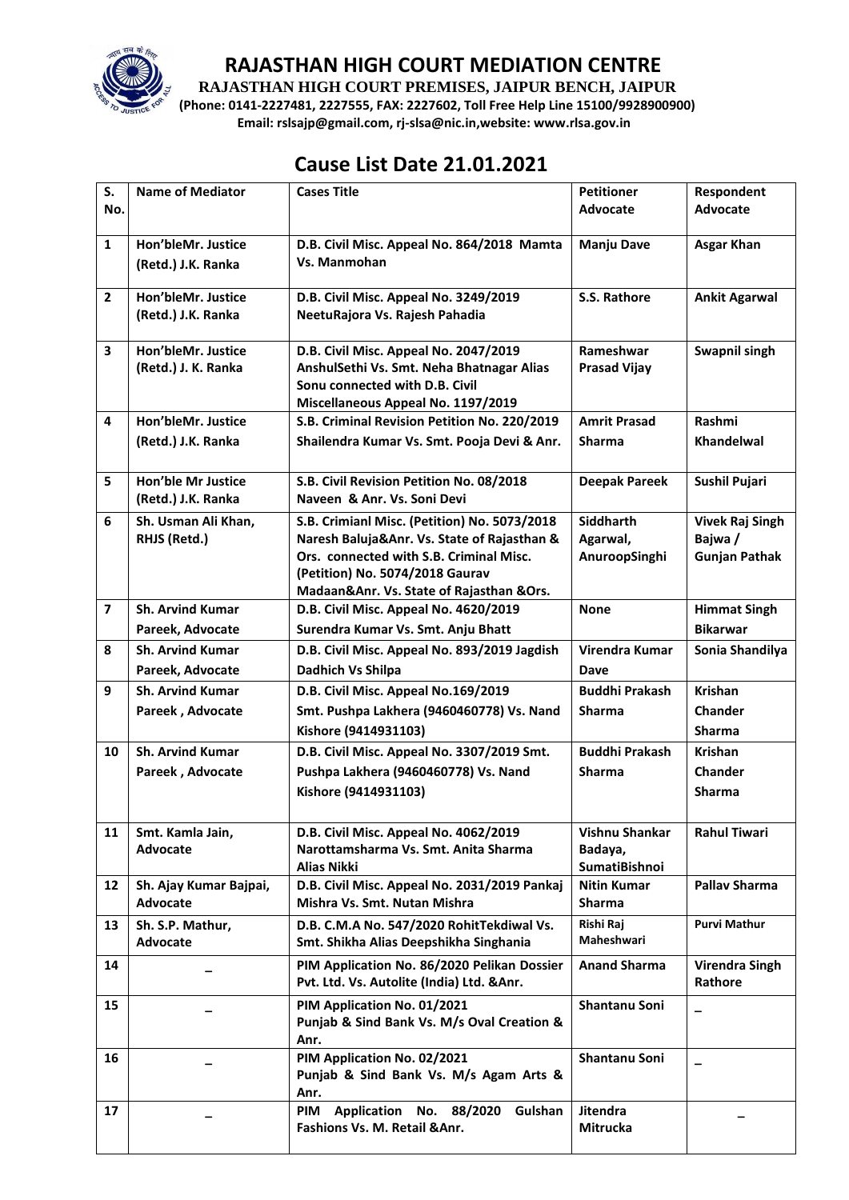# RAJASTHAN HIGH COURT MEDIATION CENTRE

**RAJASTHAN HIGH COURT PREMISES, JAIPUR BENCH, JAIPUR**

**(Phone: 0141-2227481, 2227555, FAX: 2227602, Toll Free Help Line 15100/9928900900)**

**Email: rslsajp@gmail.com, rj-slsa@nic.in,website: www.rlsa.gov.in**

## Cause List Date 21.01.2021

| S. No. | Name of Mediator | Cases Title | Petitioner Advocate | Respondent Advocate |
|---|---|---|---|---|
| 1 | Hon'bleMr. Justice (Retd.) J.K. Ranka | D.B. Civil Misc. Appeal No. 864/2018 Mamta Vs. Manmohan | Manju Dave | Asgar Khan |
| 2 | Hon'bleMr. Justice (Retd.) J.K. Ranka | D.B. Civil Misc. Appeal No. 3249/2019 NeetuRajora Vs. Rajesh Pahadia | S.S. Rathore | Ankit Agarwal |
| 3 | Hon'bleMr. Justice (Retd.) J. K. Ranka | D.B. Civil Misc. Appeal No. 2047/2019 AnshulSethi Vs. Smt. Neha Bhatnagar Alias Sonu connected with D.B. Civil Miscellaneous Appeal No. 1197/2019 | Rameshwar Prasad Vijay | Swapnil singh |
| 4 | Hon'bleMr. Justice (Retd.) J.K. Ranka | S.B. Criminal Revision Petition No. 220/2019 Shailendra Kumar Vs. Smt. Pooja Devi & Anr. | Amrit Prasad Sharma | Rashmi Khandelwal |
| 5 | Hon'ble Mr Justice (Retd.) J.K. Ranka | S.B. Civil Revision Petition No. 08/2018 Naveen & Anr. Vs. Soni Devi | Deepak Pareek | Sushil Pujari |
| 6 | Sh. Usman Ali Khan, RHJS (Retd.) | S.B. Crimianl Misc. (Petition) No. 5073/2018 Naresh Baluja&Anr. Vs. State of Rajasthan & Ors. connected with S.B. Criminal Misc. (Petition) No. 5074/2018 Gaurav Madaan&Anr. Vs. State of Rajasthan &Ors. | Siddharth Agarwal, AnuroopSinghi | Vivek Raj Singh Bajwa / Gunjan Pathak |
| 7 | Sh. Arvind Kumar Pareek, Advocate | D.B. Civil Misc. Appeal No. 4620/2019 Surendra Kumar Vs. Smt. Anju Bhatt | None | Himmat Singh Bikarwar |
| 8 | Sh. Arvind Kumar Pareek, Advocate | D.B. Civil Misc. Appeal No. 893/2019 Jagdish Dadhich Vs Shilpa | Virendra Kumar Dave | Sonia Shandilya |
| 9 | Sh. Arvind Kumar Pareek , Advocate | D.B. Civil Misc. Appeal No.169/2019 Smt. Pushpa Lakhera (9460460778) Vs. Nand Kishore (9414931103) | Buddhi Prakash Sharma | Krishan Chander Sharma |
| 10 | Sh. Arvind Kumar Pareek , Advocate | D.B. Civil Misc. Appeal No. 3307/2019 Smt. Pushpa Lakhera (9460460778) Vs. Nand Kishore (9414931103) | Buddhi Prakash Sharma | Krishan Chander Sharma |
| 11 | Smt. Kamla Jain, Advocate | D.B. Civil Misc. Appeal No. 4062/2019 Narottamsharma Vs. Smt. Anita Sharma Alias Nikki | Vishnu Shankar Badaya, SumatiBishnoi | Rahul Tiwari |
| 12 | Sh. Ajay Kumar Bajpai, Advocate | D.B. Civil Misc. Appeal No. 2031/2019 Pankaj Mishra Vs. Smt. Nutan Mishra | Nitin Kumar Sharma | Pallav Sharma |
| 13 | Sh. S.P. Mathur, Advocate | D.B. C.M.A No. 547/2020 RohitTekdiwal Vs. Smt. Shikha Alias Deepshikha Singhania | Rishi Raj Maheshwari | Purvi Mathur |
| 14 | – | PIM Application No. 86/2020 Pelikan Dossier Pvt. Ltd. Vs. Autolite (India) Ltd. &Anr. | Anand Sharma | Virendra Singh Rathore |
| 15 | – | PIM Application No. 01/2021 Punjab & Sind Bank Vs. M/s Oval Creation & Anr. | Shantanu Soni | – |
| 16 | – | PIM Application No. 02/2021 Punjab & Sind Bank Vs. M/s Agam Arts & Anr. | Shantanu Soni | – |
| 17 | – | PIM Application No. 88/2020 Gulshan Fashions Vs. M. Retail &Anr. | Jitendra Mitrucka | – |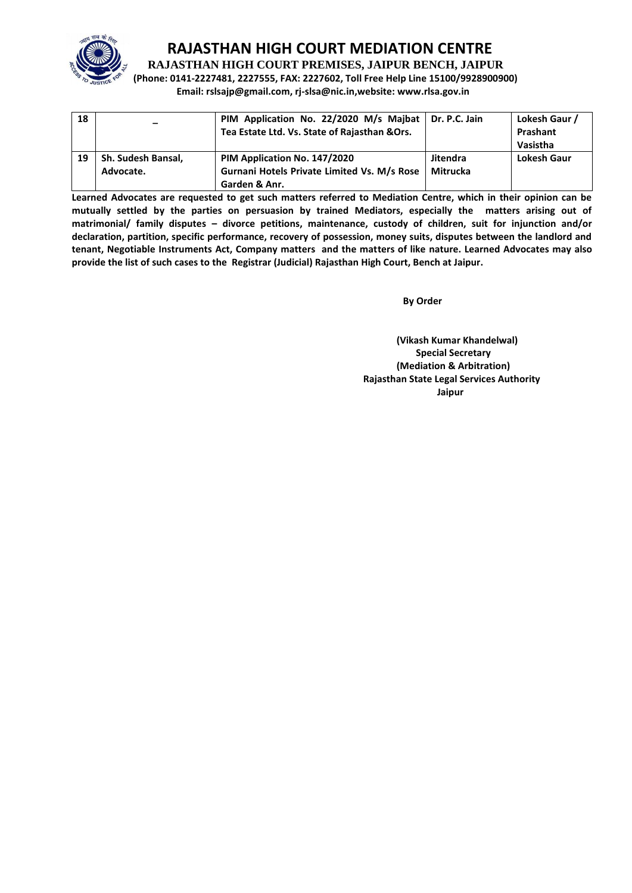# RAJASTHAN HIGH COURT MEDIATION CENTRE

**RAJASTHAN HIGH COURT PREMISES, JAIPUR BENCH, JAIPUR**

**(Phone: 0141-2227481, 2227555, FAX: 2227602, Toll Free Help Line 15100/9928900900)**

**Email: rslsajp@gmail.com, rj-slsa@nic.in,website: www.rlsa.gov.in**

| | | | | |
|---|---|---|---|---|
| 18 | – | PIM Application No. 22/2020 M/s Majbat Tea Estate Ltd. Vs. State of Rajasthan &Ors. | Dr. P.C. Jain | Lokesh Gaur / Prashant Vasistha |
| 19 | Sh. Sudesh Bansal, Advocate. | PIM Application No. 147/2020 Gurnani Hotels Private Limited Vs. M/s Rose Garden & Anr. | Jitendra Mitrucka | Lokesh Gaur |

**Learned Advocates are requested to get such matters referred to Mediation Centre, which in their opinion can be mutually settled by the parties on persuasion by trained Mediators, especially the matters arising out of matrimonial/ family disputes – divorce petitions, maintenance, custody of children, suit for injunction and/or declaration, partition, specific performance, recovery of possession, money suits, disputes between the landlord and tenant, Negotiable Instruments Act, Company matters and the matters of like nature. Learned Advocates may also provide the list of such cases to the Registrar (Judicial) Rajasthan High Court, Bench at Jaipur.**

**By Order**

**(Vikash Kumar Khandelwal)**
**Special Secretary**
**(Mediation & Arbitration)**
**Rajasthan State Legal Services Authority**
**Jaipur**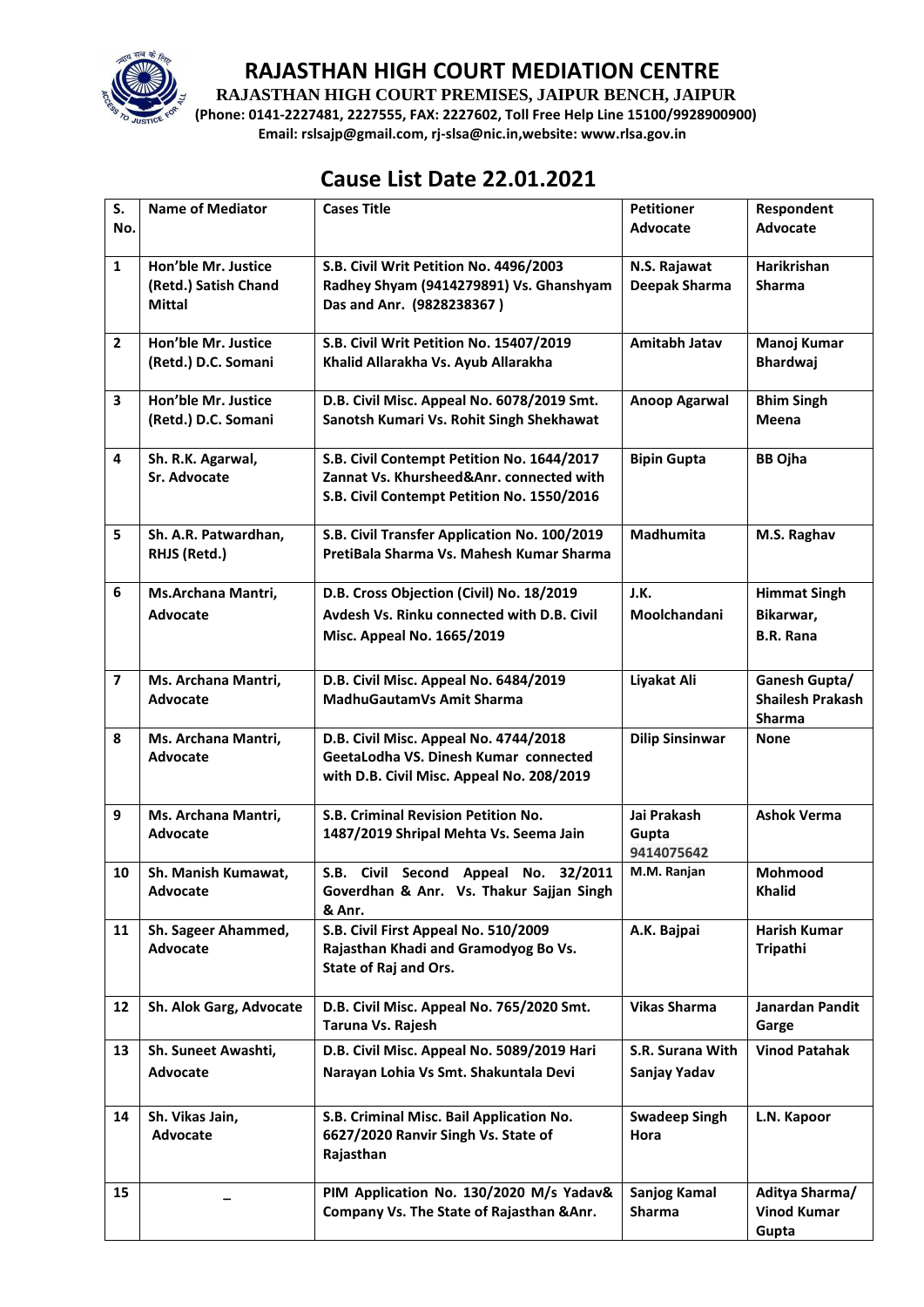# RAJASTHAN HIGH COURT MEDIATION CENTRE

**RAJASTHAN HIGH COURT PREMISES, JAIPUR BENCH, JAIPUR**

**(Phone: 0141-2227481, 2227555, FAX: 2227602, Toll Free Help Line 15100/9928900900)**

**Email: rslsajp@gmail.com, rj-slsa@nic.in,website: www.rlsa.gov.in**

## Cause List Date 22.01.2021

| S. No. | Name of Mediator | Cases Title | Petitioner Advocate | Respondent Advocate |
|---|---|---|---|---|
| 1 | Hon'ble Mr. Justice (Retd.) Satish Chand Mittal | S.B. Civil Writ Petition No. 4496/2003 Radhey Shyam (9414279891) Vs. Ghanshyam Das and Anr. (9828238367 ) | N.S. Rajawat Deepak Sharma | Harikrishan Sharma |
| 2 | Hon'ble Mr. Justice (Retd.) D.C. Somani | S.B. Civil Writ Petition No. 15407/2019 Khalid Allarakha Vs. Ayub Allarakha | Amitabh Jatav | Manoj Kumar Bhardwaj |
| 3 | Hon'ble Mr. Justice (Retd.) D.C. Somani | D.B. Civil Misc. Appeal No. 6078/2019 Smt. Sanotsh Kumari Vs. Rohit Singh Shekhawat | Anoop Agarwal | Bhim Singh Meena |
| 4 | Sh. R.K. Agarwal, Sr. Advocate | S.B. Civil Contempt Petition No. 1644/2017 Zannat Vs. Khursheed&Anr. connected with S.B. Civil Contempt Petition No. 1550/2016 | Bipin Gupta | BB Ojha |
| 5 | Sh. A.R. Patwardhan, RHJS (Retd.) | S.B. Civil Transfer Application No. 100/2019 PretiBala Sharma Vs. Mahesh Kumar Sharma | Madhumita | M.S. Raghav |
| 6 | Ms.Archana Mantri, Advocate | D.B. Cross Objection (Civil) No. 18/2019 Avdesh Vs. Rinku connected with D.B. Civil Misc. Appeal No. 1665/2019 | J.K. Moolchandani | Himmat Singh Bikarwar, B.R. Rana |
| 7 | Ms. Archana Mantri, Advocate | D.B. Civil Misc. Appeal No. 6484/2019 MadhuGautamVs Amit Sharma | Liyakat Ali | Ganesh Gupta/ Shailesh Prakash Sharma |
| 8 | Ms. Archana Mantri, Advocate | D.B. Civil Misc. Appeal No. 4744/2018 GeetaLodha VS. Dinesh Kumar connected with D.B. Civil Misc. Appeal No. 208/2019 | Dilip Sinsinwar | None |
| 9 | Ms. Archana Mantri, Advocate | S.B. Criminal Revision Petition No. 1487/2019 Shripal Mehta Vs. Seema Jain | Jai Prakash Gupta 9414075642 | Ashok Verma |
| 10 | Sh. Manish Kumawat, Advocate | S.B. Civil Second Appeal No. 32/2011 Goverdhan & Anr. Vs. Thakur Sajjan Singh & Anr. | M.M. Ranjan | Mohmood Khalid |
| 11 | Sh. Sageer Ahammed, Advocate | S.B. Civil First Appeal No. 510/2009 Rajasthan Khadi and Gramodyog Bo Vs. State of Raj and Ors. | A.K. Bajpai | Harish Kumar Tripathi |
| 12 | Sh. Alok Garg, Advocate | D.B. Civil Misc. Appeal No. 765/2020 Smt. Taruna Vs. Rajesh | Vikas Sharma | Janardan Pandit Garge |
| 13 | Sh. Suneet Awashti, Advocate | D.B. Civil Misc. Appeal No. 5089/2019 Hari Narayan Lohia Vs Smt. Shakuntala Devi | S.R. Surana With Sanjay Yadav | Vinod Patahak |
| 14 | Sh. Vikas Jain, Advocate | S.B. Criminal Misc. Bail Application No. 6627/2020 Ranvir Singh Vs. State of Rajasthan | Swadeep Singh Hora | L.N. Kapoor |
| 15 | _ | PIM Application No. 130/2020 M/s Yadav& Company Vs. The State of Rajasthan &Anr. | Sanjog Kamal Sharma | Aditya Sharma/ Vinod Kumar Gupta |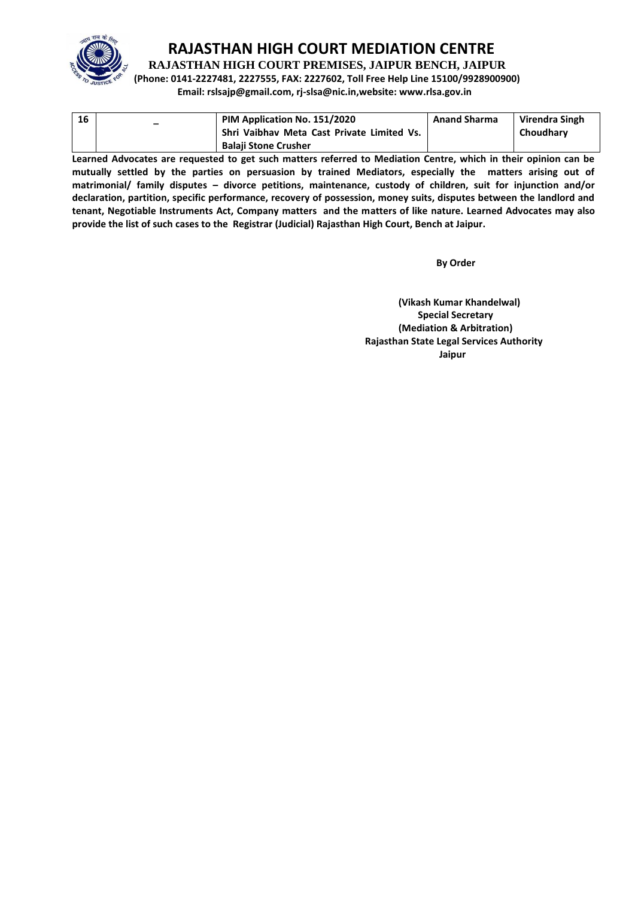# RAJASTHAN HIGH COURT MEDIATION CENTRE

**RAJASTHAN HIGH COURT PREMISES, JAIPUR BENCH, JAIPUR**

**(Phone: 0141-2227481, 2227555, FAX: 2227602, Toll Free Help Line 15100/9928900900)**

**Email: rslsajp@gmail.com, rj-slsa@nic.in,website: www.rlsa.gov.in**

| | | | | |
|---|---|---|---|---|
| 16 | – | **PIM Application No. 151/2020** **Shri Vaibhav Meta Cast Private Limited Vs. Balaji Stone Crusher** | **Anand Sharma** | **Virendra Singh Choudhary** |

**Learned Advocates are requested to get such matters referred to Mediation Centre, which in their opinion can be mutually settled by the parties on persuasion by trained Mediators, especially the matters arising out of matrimonial/ family disputes – divorce petitions, maintenance, custody of children, suit for injunction and/or declaration, partition, specific performance, recovery of possession, money suits, disputes between the landlord and tenant, Negotiable Instruments Act, Company matters and the matters of like nature. Learned Advocates may also provide the list of such cases to the Registrar (Judicial) Rajasthan High Court, Bench at Jaipur.**

**By Order**

**(Vikash Kumar Khandelwal)**
**Special Secretary**
**(Mediation & Arbitration)**
**Rajasthan State Legal Services Authority**
**Jaipur**